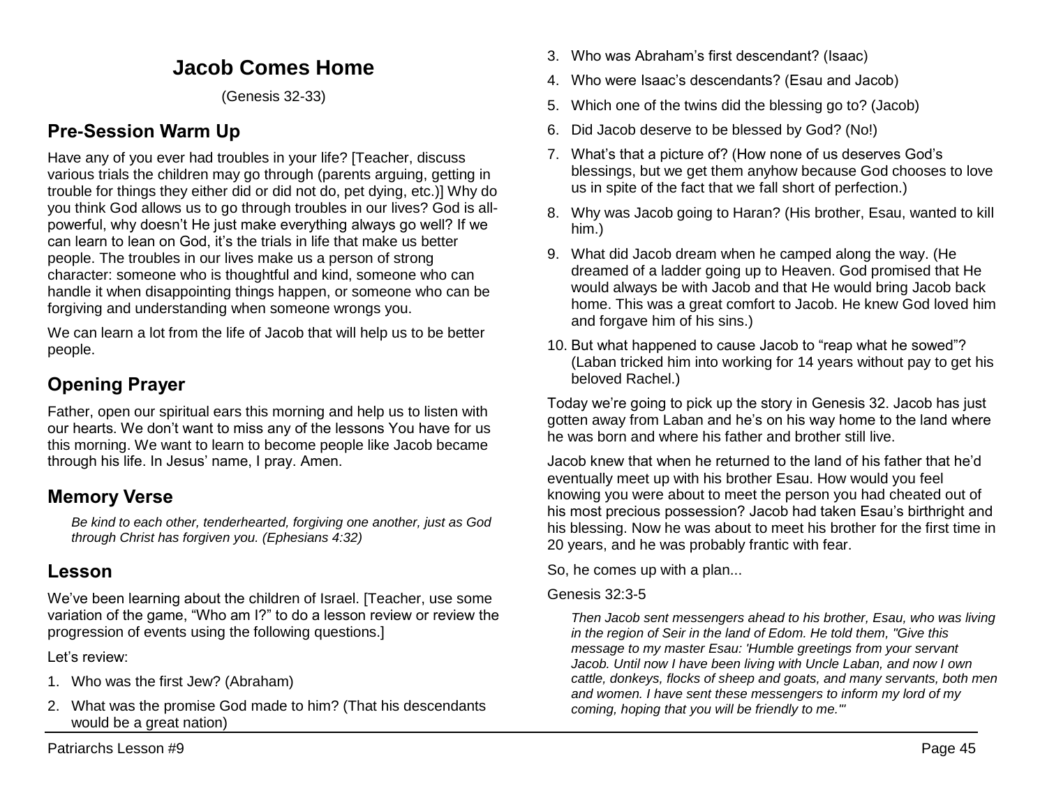# Jacob Comes Home

(Genesis 32-33)

## Pre-Session Warm Up

Have any of you ever had troubles in your life? [Teacher, discuss various trials the children may go through (parents arguing, getting in trouble for things they either did or did not do, pet dying, etc.)] Why do you think God allows us to go through troubles in our lives? God is all-powerful, why doesn't He just make everything always go well? If we can learn to lean on God, it's the trials in life that make us better people. The troubles in our lives make us a person of strong character: someone who is thoughtful and kind, someone who can handle it when disappointing things happen, or someone who can be forgiving and understanding when someone wrongs you.

We can learn a lot from the life of Jacob that will help us to be better people.

## Opening Prayer

Father, open our spiritual ears this morning and help us to listen with our hearts. We don't want to miss any of the lessons You have for us this morning. We want to learn to become people like Jacob became through his life. In Jesus' name, I pray. Amen.

## Memory Verse

> *Be kind to each other, tenderhearted, forgiving one another, just as God through Christ has forgiven you. (Ephesians 4:32)*

## Lesson

We've been learning about the children of Israel. [Teacher, use some variation of the game, "Who am I?" to do a lesson review or review the progression of events using the following questions.]

Let's review:

1. Who was the first Jew? (Abraham)
2. What was the promise God made to him? (That his descendants would be a great nation)
3. Who was Abraham's first descendant? (Isaac)
4. Who were Isaac's descendants? (Esau and Jacob)
5. Which one of the twins did the blessing go to? (Jacob)
6. Did Jacob deserve to be blessed by God? (No!)
7. What's that a picture of? (How none of us deserves God's blessings, but we get them anyhow because God chooses to love us in spite of the fact that we fall short of perfection.)
8. Why was Jacob going to Haran? (His brother, Esau, wanted to kill him.)
9. What did Jacob dream when he camped along the way. (He dreamed of a ladder going up to Heaven. God promised that He would always be with Jacob and that He would bring Jacob back home. This was a great comfort to Jacob. He knew God loved him and forgave him of his sins.)
10. But what happened to cause Jacob to "reap what he sowed"? (Laban tricked him into working for 14 years without pay to get his beloved Rachel.)

Today we're going to pick up the story in Genesis 32. Jacob has just gotten away from Laban and he's on his way home to the land where he was born and where his father and brother still live.

Jacob knew that when he returned to the land of his father that he'd eventually meet up with his brother Esau. How would you feel knowing you were about to meet the person you had cheated out of his most precious possession? Jacob had taken Esau's birthright and his blessing. Now he was about to meet his brother for the first time in 20 years, and he was probably frantic with fear.

So, he comes up with a plan...

Genesis 32:3-5

> *Then Jacob sent messengers ahead to his brother, Esau, who was living in the region of Seir in the land of Edom. He told them, "Give this message to my master Esau: 'Humble greetings from your servant Jacob. Until now I have been living with Uncle Laban, and now I own cattle, donkeys, flocks of sheep and goats, and many servants, both men and women. I have sent these messengers to inform my lord of my coming, hoping that you will be friendly to me.'"*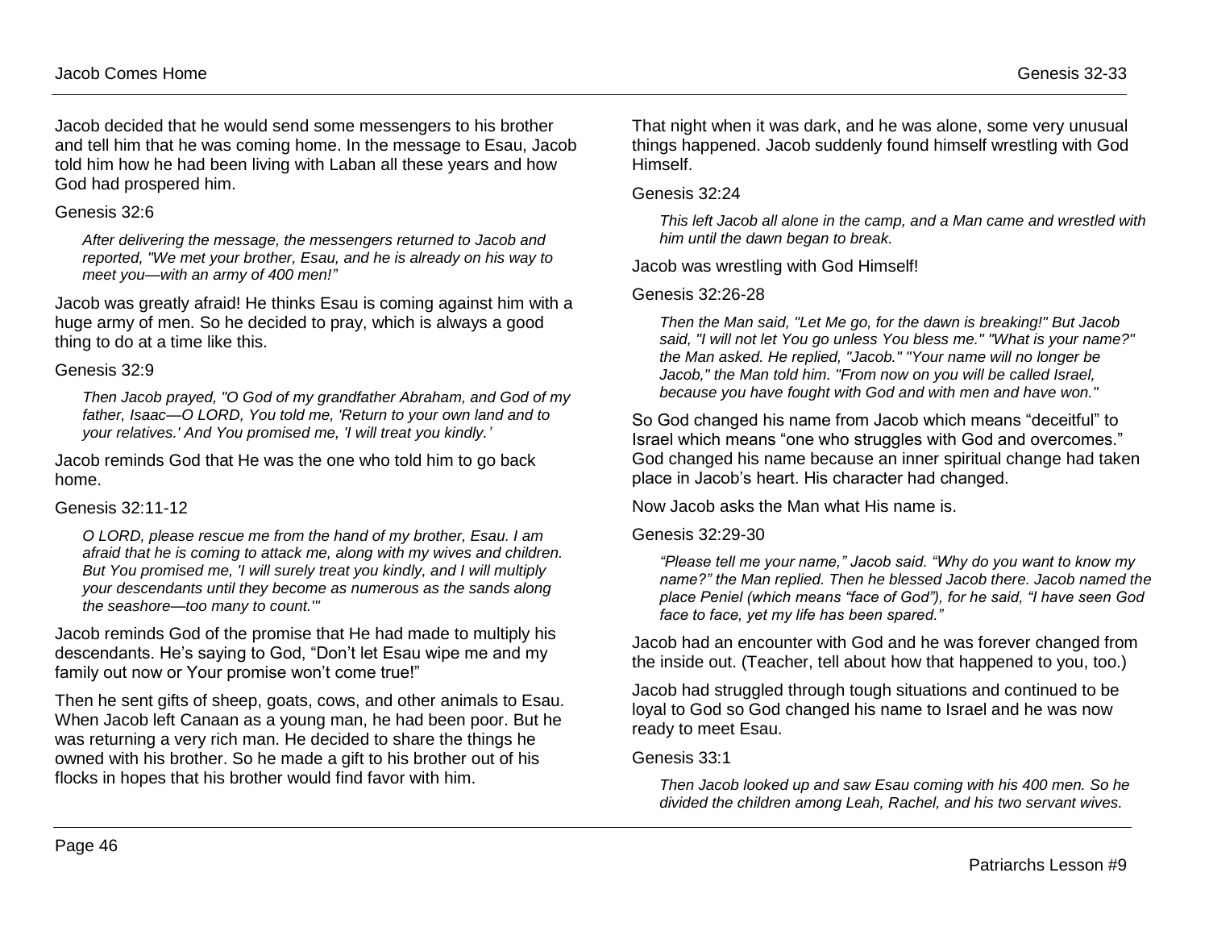Jacob decided that he would send some messengers to his brother and tell him that he was coming home. In the message to Esau, Jacob told him how he had been living with Laban all these years and how God had prospered him.

Genesis 32:6

> *After delivering the message, the messengers returned to Jacob and reported, "We met your brother, Esau, and he is already on his way to meet you—with an army of 400 men!"*

Jacob was greatly afraid! He thinks Esau is coming against him with a huge army of men. So he decided to pray, which is always a good thing to do at a time like this.

Genesis 32:9

> *Then Jacob prayed, "O God of my grandfather Abraham, and God of my father, Isaac—O LORD, You told me, 'Return to your own land and to your relatives.' And You promised me, 'I will treat you kindly.'*

Jacob reminds God that He was the one who told him to go back home.

Genesis 32:11-12

> *O LORD, please rescue me from the hand of my brother, Esau. I am afraid that he is coming to attack me, along with my wives and children. But You promised me, 'I will surely treat you kindly, and I will multiply your descendants until they become as numerous as the sands along the seashore—too many to count.'"*

Jacob reminds God of the promise that He had made to multiply his descendants. He's saying to God, "Don't let Esau wipe me and my family out now or Your promise won't come true!"

Then he sent gifts of sheep, goats, cows, and other animals to Esau. When Jacob left Canaan as a young man, he had been poor. But he was returning a very rich man. He decided to share the things he owned with his brother. So he made a gift to his brother out of his flocks in hopes that his brother would find favor with him.

That night when it was dark, and he was alone, some very unusual things happened. Jacob suddenly found himself wrestling with God Himself.

Genesis 32:24

> *This left Jacob all alone in the camp, and a Man came and wrestled with him until the dawn began to break.*

Jacob was wrestling with God Himself!

Genesis 32:26-28

> *Then the Man said, "Let Me go, for the dawn is breaking!" But Jacob said, "I will not let You go unless You bless me." "What is your name?" the Man asked. He replied, "Jacob." "Your name will no longer be Jacob," the Man told him. "From now on you will be called Israel, because you have fought with God and with men and have won."*

So God changed his name from Jacob which means "deceitful" to Israel which means "one who struggles with God and overcomes." God changed his name because an inner spiritual change had taken place in Jacob's heart. His character had changed.

Now Jacob asks the Man what His name is.

Genesis 32:29-30

> *"Please tell me your name," Jacob said. "Why do you want to know my name?" the Man replied. Then he blessed Jacob there. Jacob named the place Peniel (which means "face of God"), for he said, "I have seen God face to face, yet my life has been spared."*

Jacob had an encounter with God and he was forever changed from the inside out. (Teacher, tell about how that happened to you, too.)

Jacob had struggled through tough situations and continued to be loyal to God so God changed his name to Israel and he was now ready to meet Esau.

Genesis 33:1

> *Then Jacob looked up and saw Esau coming with his 400 men. So he divided the children among Leah, Rachel, and his two servant wives.*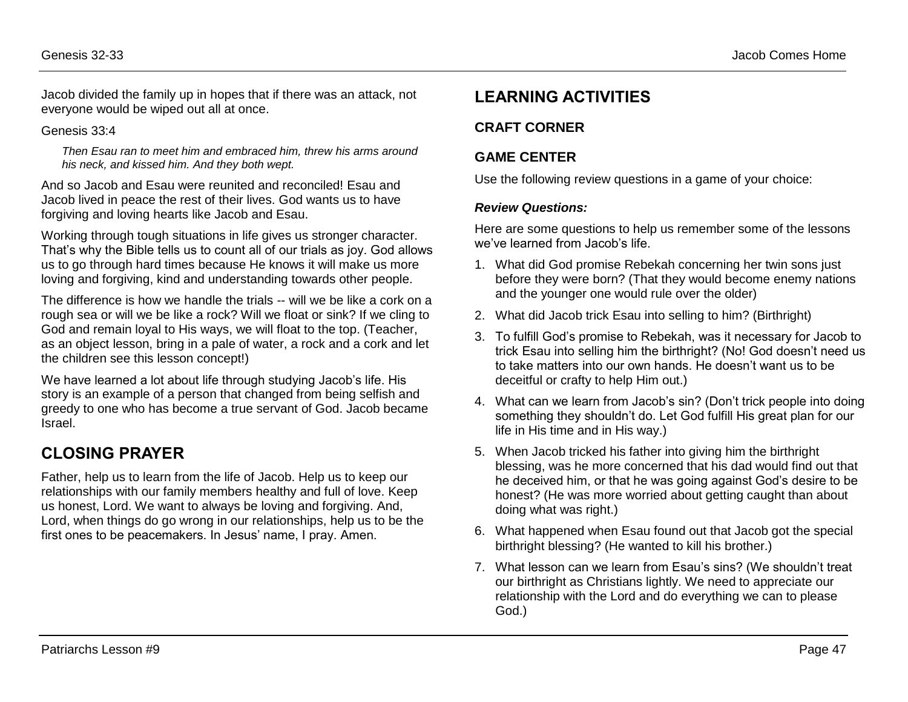Jacob divided the family up in hopes that if there was an attack, not everyone would be wiped out all at once.

Genesis 33:4

> *Then Esau ran to meet him and embraced him, threw his arms around his neck, and kissed him. And they both wept.*

And so Jacob and Esau were reunited and reconciled! Esau and Jacob lived in peace the rest of their lives. God wants us to have forgiving and loving hearts like Jacob and Esau.

Working through tough situations in life gives us stronger character. That's why the Bible tells us to count all of our trials as joy. God allows us to go through hard times because He knows it will make us more loving and forgiving, kind and understanding towards other people.

The difference is how we handle the trials -- will we be like a cork on a rough sea or will we be like a rock? Will we float or sink? If we cling to God and remain loyal to His ways, we will float to the top. (Teacher, as an object lesson, bring in a pale of water, a rock and a cork and let the children see this lesson concept!)

We have learned a lot about life through studying Jacob's life. His story is an example of a person that changed from being selfish and greedy to one who has become a true servant of God. Jacob became Israel.

## CLOSING PRAYER

Father, help us to learn from the life of Jacob. Help us to keep our relationships with our family members healthy and full of love. Keep us honest, Lord. We want to always be loving and forgiving. And, Lord, when things do go wrong in our relationships, help us to be the first ones to be peacemakers. In Jesus' name, I pray. Amen.

## LEARNING ACTIVITIES

### CRAFT CORNER

### GAME CENTER

Use the following review questions in a game of your choice:

***Review Questions:***

Here are some questions to help us remember some of the lessons we've learned from Jacob's life.

1. What did God promise Rebekah concerning her twin sons just before they were born? (That they would become enemy nations and the younger one would rule over the older)
2. What did Jacob trick Esau into selling to him? (Birthright)
3. To fulfill God's promise to Rebekah, was it necessary for Jacob to trick Esau into selling him the birthright? (No! God doesn't need us to take matters into our own hands. He doesn't want us to be deceitful or crafty to help Him out.)
4. What can we learn from Jacob's sin? (Don't trick people into doing something they shouldn't do. Let God fulfill His great plan for our life in His time and in His way.)
5. When Jacob tricked his father into giving him the birthright blessing, was he more concerned that his dad would find out that he deceived him, or that he was going against God's desire to be honest? (He was more worried about getting caught than about doing what was right.)
6. What happened when Esau found out that Jacob got the special birthright blessing? (He wanted to kill his brother.)
7. What lesson can we learn from Esau's sins? (We shouldn't treat our birthright as Christians lightly. We need to appreciate our relationship with the Lord and do everything we can to please God.)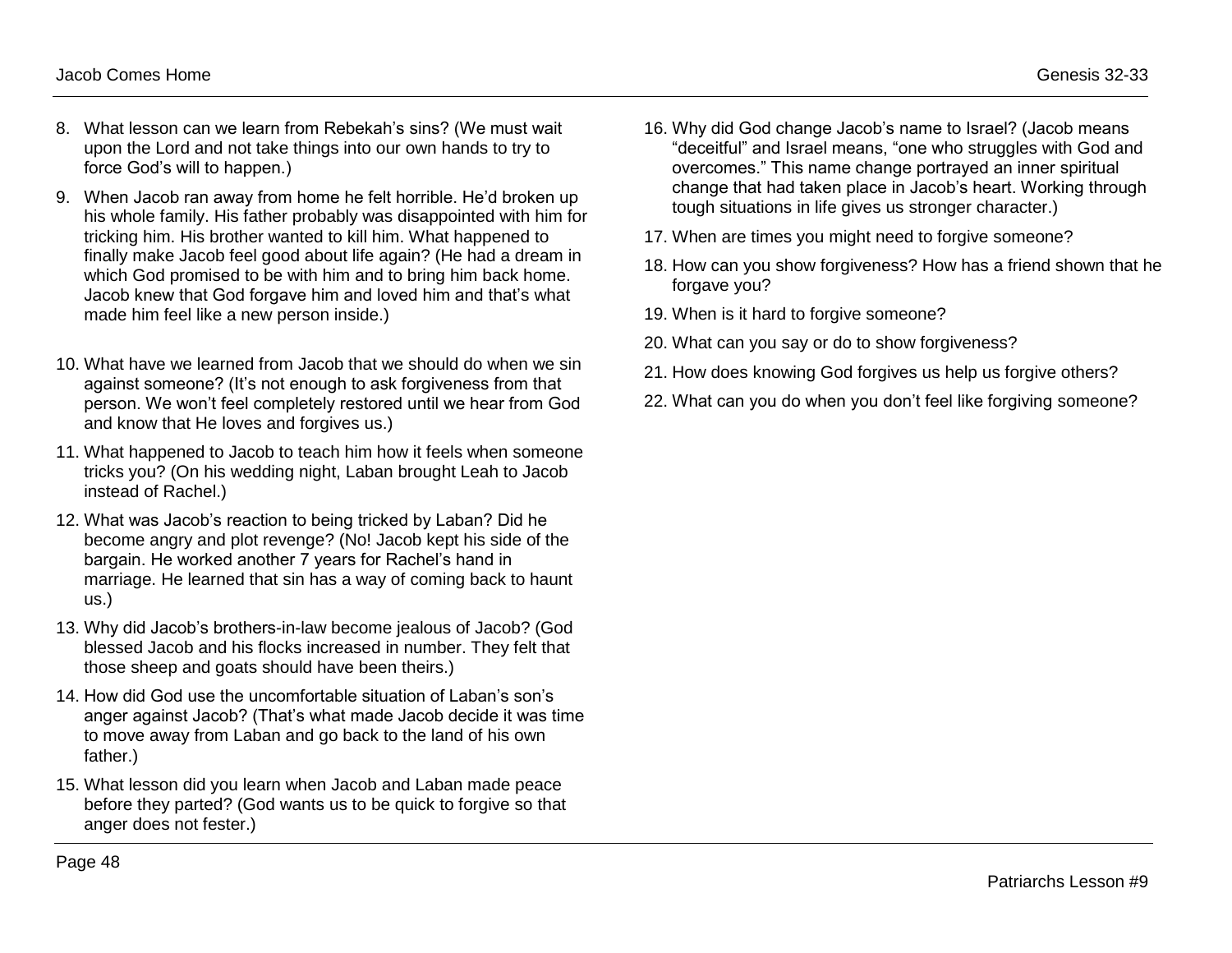8. What lesson can we learn from Rebekah's sins? (We must wait upon the Lord and not take things into our own hands to try to force God's will to happen.)
9. When Jacob ran away from home he felt horrible. He'd broken up his whole family. His father probably was disappointed with him for tricking him. His brother wanted to kill him. What happened to finally make Jacob feel good about life again? (He had a dream in which God promised to be with him and to bring him back home. Jacob knew that God forgave him and loved him and that's what made him feel like a new person inside.)
10. What have we learned from Jacob that we should do when we sin against someone? (It's not enough to ask forgiveness from that person. We won't feel completely restored until we hear from God and know that He loves and forgives us.)
11. What happened to Jacob to teach him how it feels when someone tricks you? (On his wedding night, Laban brought Leah to Jacob instead of Rachel.)
12. What was Jacob's reaction to being tricked by Laban? Did he become angry and plot revenge? (No! Jacob kept his side of the bargain. He worked another 7 years for Rachel's hand in marriage. He learned that sin has a way of coming back to haunt us.)
13. Why did Jacob's brothers-in-law become jealous of Jacob? (God blessed Jacob and his flocks increased in number. They felt that those sheep and goats should have been theirs.)
14. How did God use the uncomfortable situation of Laban's son's anger against Jacob? (That's what made Jacob decide it was time to move away from Laban and go back to the land of his own father.)
15. What lesson did you learn when Jacob and Laban made peace before they parted? (God wants us to be quick to forgive so that anger does not fester.)
16. Why did God change Jacob's name to Israel? (Jacob means "deceitful" and Israel means, "one who struggles with God and overcomes." This name change portrayed an inner spiritual change that had taken place in Jacob's heart. Working through tough situations in life gives us stronger character.)
17. When are times you might need to forgive someone?
18. How can you show forgiveness? How has a friend shown that he forgave you?
19. When is it hard to forgive someone?
20. What can you say or do to show forgiveness?
21. How does knowing God forgives us help us forgive others?
22. What can you do when you don't feel like forgiving someone?